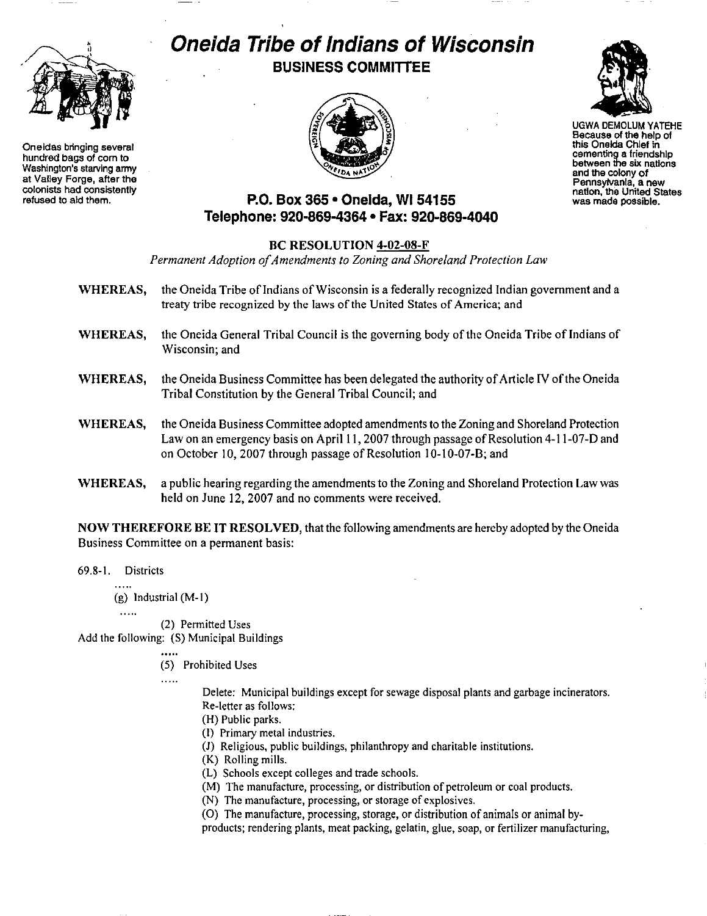# Oneida Tribe of Indians of Wisconsin

## BUSINESS COMMITTEE

Oneidas bringing several hundred bags of corn to Washington's starving army at Valley Forge, after the colonists had consistently refused to aid them.

UGWA DEMOLUM YATEHE
Because of the help of this Oneida Chief in cementing a friendship between the six nations and the colony of Pennsylvania, a new nation, the United States was made possible.

**P.O. Box 365 • Oneida, WI 54155**
**Telephone: 920-869-4364 • Fax: 920-869-4040**

### BC RESOLUTION 4-02-08-F

*Permanent Adoption of Amendments to Zoning and Shoreland Protection Law*

**WHEREAS,** the Oneida Tribe of Indians of Wisconsin is a federally recognized Indian government and a treaty tribe recognized by the laws of the United States of America; and

**WHEREAS,** the Oneida General Tribal Council is the governing body of the Oneida Tribe of Indians of Wisconsin; and

**WHEREAS,** the Oneida Business Committee has been delegated the authority of Article IV of the Oneida Tribal Constitution by the General Tribal Council; and

**WHEREAS,** the Oneida Business Committee adopted amendments to the Zoning and Shoreland Protection Law on an emergency basis on April 11, 2007 through passage of Resolution 4-11-07-D and on October 10, 2007 through passage of Resolution 10-10-07-B; and

**WHEREAS,** a public hearing regarding the amendments to the Zoning and Shoreland Protection Law was held on June 12, 2007 and no comments were received.

**NOW THEREFORE BE IT RESOLVED,** that the following amendments are hereby adopted by the Oneida Business Committee on a permanent basis:

69.8-1. Districts

.....

(g) Industrial (M-1)

.....

(2) Permitted Uses

Add the following: (S) Municipal Buildings

.....

(5) Prohibited Uses

.....

Delete: Municipal buildings except for sewage disposal plants and garbage incinerators.
Re-letter as follows:

(H) Public parks.
(I) Primary metal industries.
(J) Religious, public buildings, philanthropy and charitable institutions.
(K) Rolling mills.
(L) Schools except colleges and trade schools.
(M) The manufacture, processing, or distribution of petroleum or coal products.
(N) The manufacture, processing, or storage of explosives.
(O) The manufacture, processing, storage, or distribution of animals or animal by-products; rendering plants, meat packing, gelatin, glue, soap, or fertilizer manufacturing,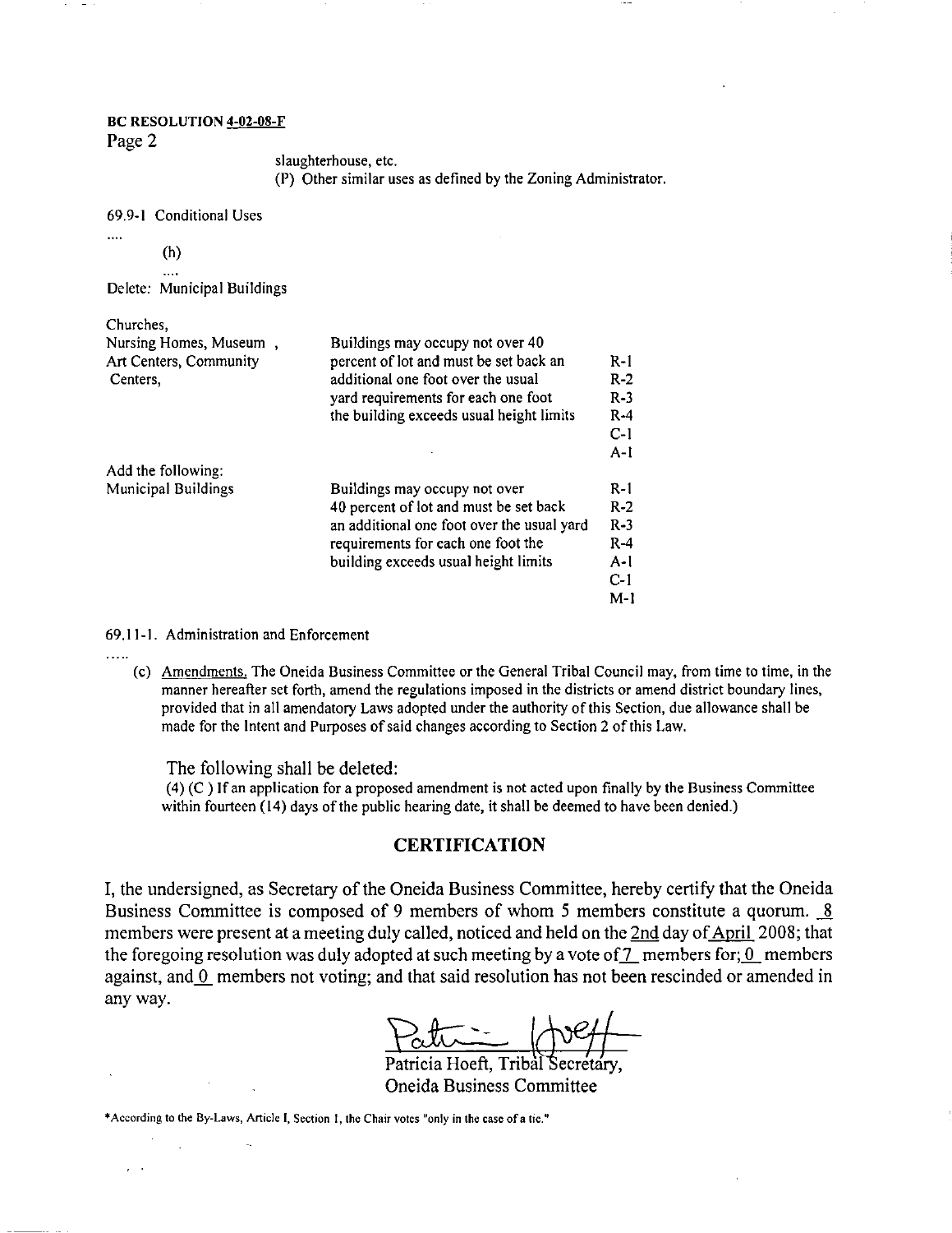**BC RESOLUTION 4-02-08-F**
Page 2

slaughterhouse, etc.
(P) Other similar uses as defined by the Zoning Administrator.

69.9-1 Conditional Uses

....

(h)

....

Delete: Municipal Buildings

| | | |
|---|---|---|
| Churches, Nursing Homes, Museum , Art Centers, Community Centers, | Buildings may occupy not over 40 percent of lot and must be set back an additional one foot over the usual yard requirements for each one foot the building exceeds usual height limits | R-1 R-2 R-3 R-4 C-1 A-1 |
| Add the following: Municipal Buildings | Buildings may occupy not over 40 percent of lot and must be set back an additional one foot over the usual yard requirements for each one foot the building exceeds usual height limits | R-1 R-2 R-3 R-4 A-1 C-1 M-1 |

69.11-1. Administration and Enforcement

.....

(c) Amendments. The Oneida Business Committee or the General Tribal Council may, from time to time, in the manner hereafter set forth, amend the regulations imposed in the districts or amend district boundary lines, provided that in all amendatory Laws adopted under the authority of this Section, due allowance shall be made for the Intent and Purposes of said changes according to Section 2 of this Law.

The following shall be deleted:
(4) (C ) If an application for a proposed amendment is not acted upon finally by the Business Committee within fourteen (14) days of the public hearing date, it shall be deemed to have been denied.)

## CERTIFICATION

I, the undersigned, as Secretary of the Oneida Business Committee, hereby certify that the Oneida Business Committee is composed of 9 members of whom 5 members constitute a quorum. 8 members were present at a meeting duly called, noticed and held on the 2nd day of April 2008; that the foregoing resolution was duly adopted at such meeting by a vote of 7 members for; 0 members against, and 0 members not voting; and that said resolution has not been rescinded or amended in any way.

Patricia Hoeft, Tribal Secretary,
Oneida Business Committee

*According to the By-Laws, Article I, Section 1, the Chair votes "only in the case of a tie."